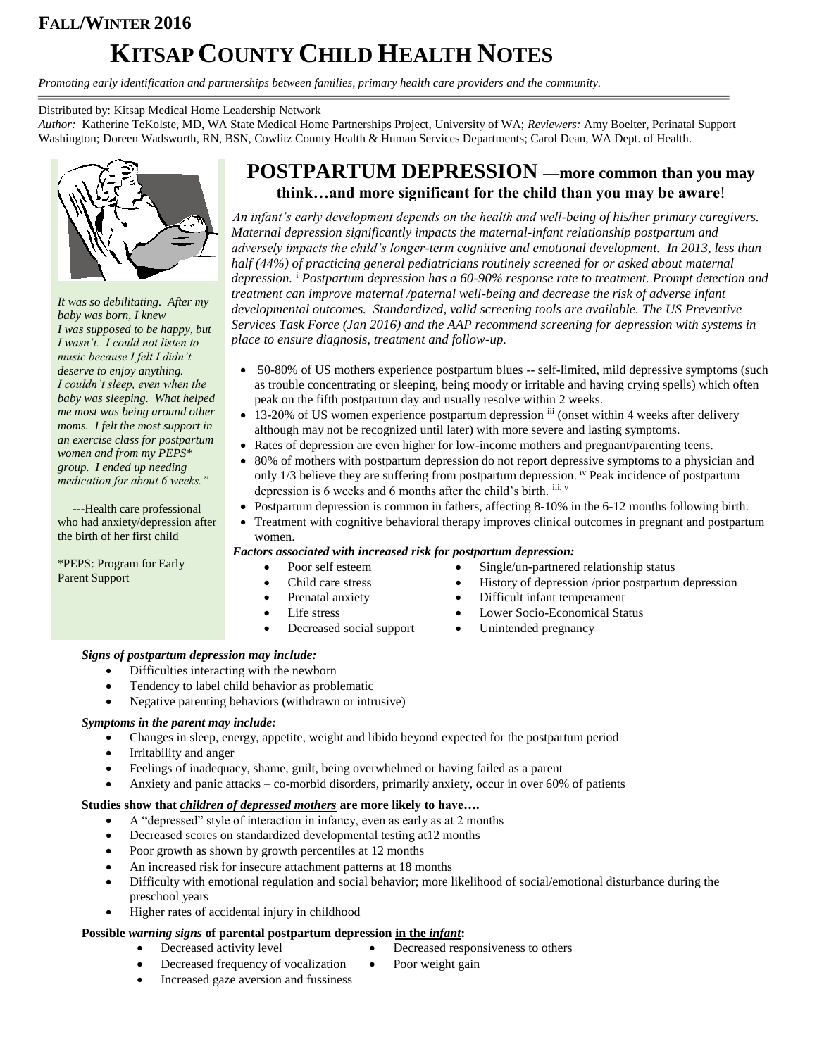# FALL/WINTER 2016

# KITSAP COUNTY CHILD HEALTH NOTES

*Promoting early identification and partnerships between families, primary health care providers and the community.*

Distributed by: Kitsap Medical Home Leadership Network

*Author:* Katherine TeKolste, MD, WA State Medical Home Partnerships Project, University of WA; *Reviewers:* Amy Boelter, Perinatal Support Washington; Doreen Wadsworth, RN, BSN, Cowlitz County Health & Human Services Departments; Carol Dean, WA Dept. of Health.

*It was so debilitating. After my baby was born, I knew I was supposed to be happy, but I wasn't. I could not listen to music because I felt I didn't deserve to enjoy anything. I couldn't sleep, even when the baby was sleeping. What helped me most was being around other moms. I felt the most support in an exercise class for postpartum women and from my PEPS* group. I ended up needing medication for about 6 weeks."*

---Health care professional who had anxiety/depression after the birth of her first child

*PEPS: Program for Early Parent Support

## POSTPARTUM DEPRESSION —more common than you may think…and more significant for the child than you may be aware!

*An infant's early development depends on the health and well-being of his/her primary caregivers. Maternal depression significantly impacts the maternal-infant relationship postpartum and adversely impacts the child's longer-term cognitive and emotional development. In 2013, less than half (44%) of practicing general pediatricians routinely screened for or asked about maternal depression.* [i] *Postpartum depression has a 60-90% response rate to treatment. Prompt detection and treatment can improve maternal /paternal well-being and decrease the risk of adverse infant developmental outcomes. Standardized, valid screening tools are available. The US Preventive Services Task Force (Jan 2016) and the AAP recommend screening for depression with systems in place to ensure diagnosis, treatment and follow-up.*

- 50-80% of US mothers experience postpartum blues -- self-limited, mild depressive symptoms (such as trouble concentrating or sleeping, being moody or irritable and having crying spells) which often peak on the fifth postpartum day and usually resolve within 2 weeks.
- 13-20% of US women experience postpartum depression [iii] (onset within 4 weeks after delivery although may not be recognized until later) with more severe and lasting symptoms.
- Rates of depression are even higher for low-income mothers and pregnant/parenting teens.
- 80% of mothers with postpartum depression do not report depressive symptoms to a physician and only 1/3 believe they are suffering from postpartum depression. [iv] Peak incidence of postpartum depression is 6 weeks and 6 months after the child's birth. [iii, v]
- Postpartum depression is common in fathers, affecting 8-10% in the 6-12 months following birth.
- Treatment with cognitive behavioral therapy improves clinical outcomes in pregnant and postpartum women.

***Factors associated with increased risk for postpartum depression:***

- Poor self esteem
- Child care stress
- Prenatal anxiety
- Life stress
- Decreased social support
- Single/un-partnered relationship status
- History of depression /prior postpartum depression
- Difficult infant temperament
- Lower Socio-Economical Status
- Unintended pregnancy

***Signs of postpartum depression may include:***

- Difficulties interacting with the newborn
- Tendency to label child behavior as problematic
- Negative parenting behaviors (withdrawn or intrusive)

***Symptoms in the parent may include:***

- Changes in sleep, energy, appetite, weight and libido beyond expected for the postpartum period
- Irritability and anger
- Feelings of inadequacy, shame, guilt, being overwhelmed or having failed as a parent
- Anxiety and panic attacks – co-morbid disorders, primarily anxiety, occur in over 60% of patients

**Studies show that *children of depressed mothers* are more likely to have….**

- A "depressed" style of interaction in infancy, even as early as at 2 months
- Decreased scores on standardized developmental testing at12 months
- Poor growth as shown by growth percentiles at 12 months
- An increased risk for insecure attachment patterns at 18 months
- Difficulty with emotional regulation and social behavior; more likelihood of social/emotional disturbance during the preschool years
- Higher rates of accidental injury in childhood

**Possible *warning signs* of parental postpartum depression in the *infant*:**

- Decreased activity level
- Decreased frequency of vocalization
- Increased gaze aversion and fussiness
- Decreased responsiveness to others
- Poor weight gain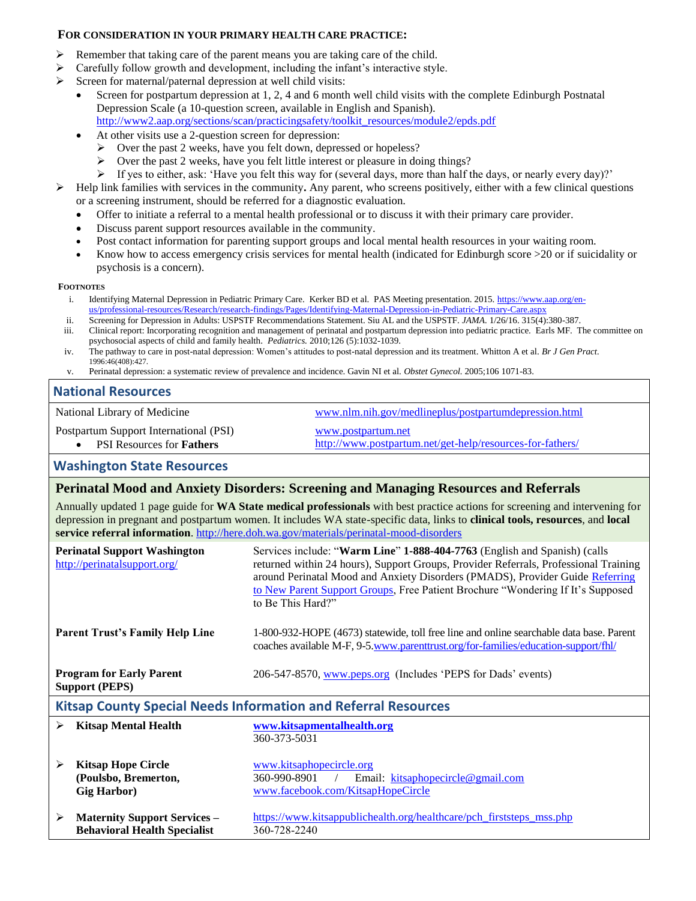### For consideration in your primary health care practice:

- Remember that taking care of the parent means you are taking care of the child.
- Carefully follow growth and development, including the infant's interactive style.
- Screen for maternal/paternal depression at well child visits:
  - Screen for postpartum depression at 1, 2, 4 and 6 month well child visits with the complete Edinburgh Postnatal Depression Scale (a 10-question screen, available in English and Spanish). http://www2.aap.org/sections/scan/practicingsafety/toolkit_resources/module2/epds.pdf
  - At other visits use a 2-question screen for depression:
    - Over the past 2 weeks, have you felt down, depressed or hopeless?
    - Over the past 2 weeks, have you felt little interest or pleasure in doing things?
    - If yes to either, ask: 'Have you felt this way for (several days, more than half the days, or nearly every day)?'
- Help link families with services in the community**.** Any parent, who screens positively, either with a few clinical questions or a screening instrument, should be referred for a diagnostic evaluation.
  - Offer to initiate a referral to a mental health professional or to discuss it with their primary care provider.
  - Discuss parent support resources available in the community.
  - Post contact information for parenting support groups and local mental health resources in your waiting room.
  - Know how to access emergency crisis services for mental health (indicated for Edinburgh score >20 or if suicidality or psychosis is a concern).

#### Footnotes

i. Identifying Maternal Depression in Pediatric Primary Care. Kerker BD et al. PAS Meeting presentation. 2015. https://www.aap.org/en-us/professional-resources/Research/research-findings/Pages/Identifying-Maternal-Depression-in-Pediatric-Primary-Care.aspx

ii. Screening for Depression in Adults: USPSTF Recommendations Statement. Siu AL and the USPSTF. *JAMA.* 1/26/16. 315(4):380-387.

iii. Clinical report: Incorporating recognition and management of perinatal and postpartum depression into pediatric practice. Earls MF. The committee on psychosocial aspects of child and family health. *Pediatrics.* 2010;126 (5):1032-1039.

iv. The pathway to care in post-natal depression: Women's attitudes to post-natal depression and its treatment. Whitton A et al. *Br J Gen Pract*. 1996:46(408):427.

v. Perinatal depression: a systematic review of prevalence and incidence. Gavin NI et al. *Obstet Gynecol.* 2005;106 1071-83.

## National Resources

| | |
|---|---|
| National Library of Medicine | www.nlm.nih.gov/medlineplus/postpartumdepression.html |
| Postpartum Support International (PSI) | www.postpartum.net |
| • PSI Resources for **Fathers** | http://www.postpartum.net/get-help/resources-for-fathers/ |

## Washington State Resources

### Perinatal Mood and Anxiety Disorders: Screening and Managing Resources and Referrals

Annually updated 1 page guide for **WA State medical professionals** with best practice actions for screening and intervening for depression in pregnant and postpartum women. It includes WA state-specific data, links to **clinical tools, resources**, and **local service referral information**. http://here.doh.wa.gov/materials/perinatal-mood-disorders

| | |
|---|---|
| **Perinatal Support Washington** http://perinatalsupport.org/ | Services include: "**Warm Line**" **1-888-404-7763** (English and Spanish) (calls returned within 24 hours), Support Groups, Provider Referrals, Professional Training around Perinatal Mood and Anxiety Disorders (PMADS), Provider Guide Referring to New Parent Support Groups, Free Patient Brochure "Wondering If It's Supposed to Be This Hard?" |
| **Parent Trust's Family Help Line** | 1-800-932-HOPE (4673) statewide, toll free line and online searchable data base. Parent coaches available M-F, 9-5.www.parenttrust.org/for-families/education-support/fhl/ |
| **Program for Early Parent Support (PEPS)** | 206-547-8570, www.peps.org (Includes 'PEPS for Dads' events) |

## Kitsap County Special Needs Information and Referral Resources

| | |
|---|---|
| **Kitsap Mental Health** | **www.kitsapmentalhealth.org** 360-373-5031 |
| **Kitsap Hope Circle (Poulsbo, Bremerton, Gig Harbor)** | www.kitsaphopecircle.org 360-990-8901 / Email: kitsaphopecircle@gmail.com www.facebook.com/KitsapHopeCircle |
| **Maternity Support Services – Behavioral Health Specialist** | https://www.kitsappublichealth.org/healthcare/pch_firststeps_mss.php 360-728-2240 |